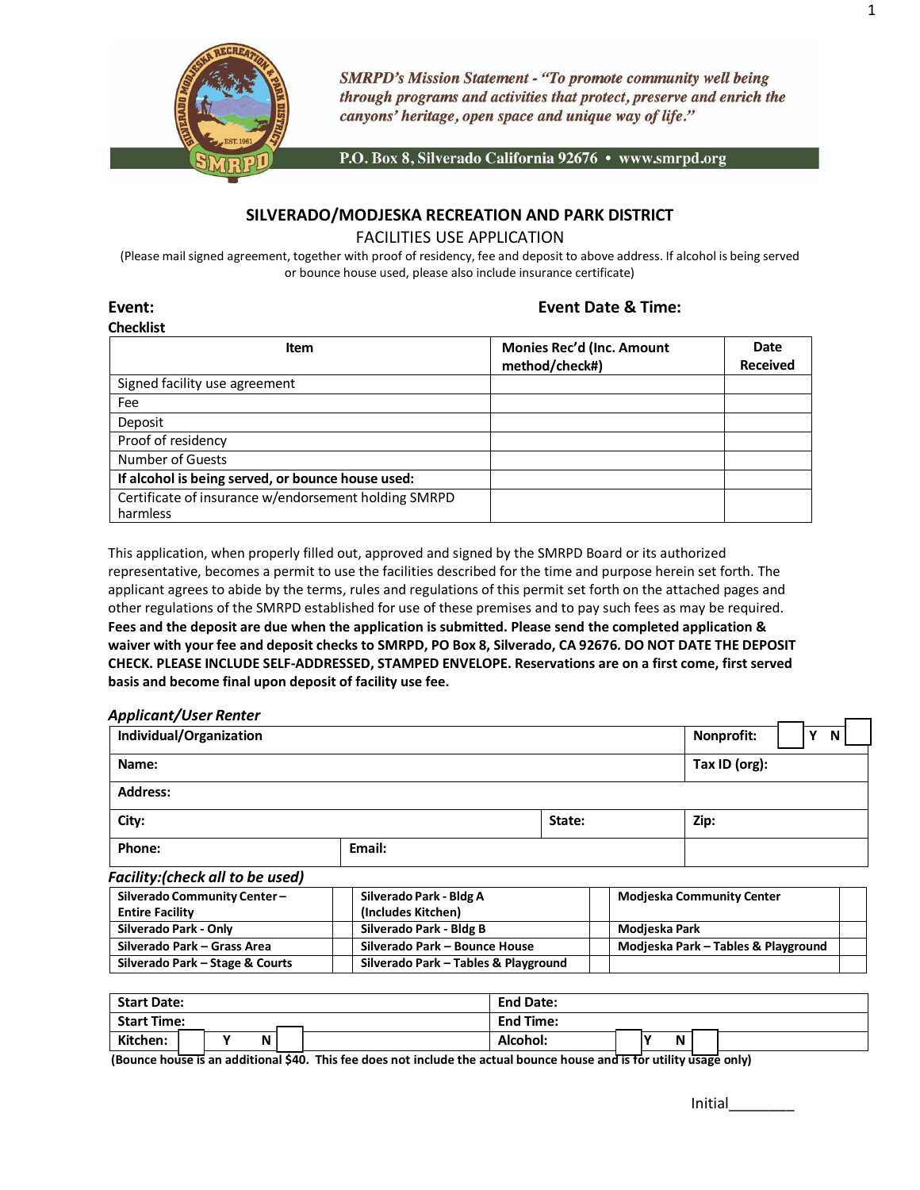*SMRPD's Mission Statement - "To promote community well being through programs and activities that protect, preserve and enrich the canyons' heritage, open space and unique way of life."*

P.O. Box 8, Silverado California 92676 • www.smrpd.org

## SILVERADO/MODJESKA RECREATION AND PARK DISTRICT

### FACILITIES USE APPLICATION

(Please mail signed agreement, together with proof of residency, fee and deposit to above address. If alcohol is being served or bounce house used, please also include insurance certificate)

**Event:** **Event Date & Time:**

**Checklist**

| Item | Monies Rec'd (Inc. Amount method/check#) | Date Received |
|---|---|---|
| Signed facility use agreement | | |
| Fee | | |
| Deposit | | |
| Proof of residency | | |
| Number of Guests | | |
| **If alcohol is being served, or bounce house used:** | | |
| Certificate of insurance w/endorsement holding SMRPD harmless | | |

This application, when properly filled out, approved and signed by the SMRPD Board or its authorized representative, becomes a permit to use the facilities described for the time and purpose herein set forth. The applicant agrees to abide by the terms, rules and regulations of this permit set forth on the attached pages and other regulations of the SMRPD established for use of these premises and to pay such fees as may be required. **Fees and the deposit are due when the application is submitted. Please send the completed application & waiver with your fee and deposit checks to SMRPD, PO Box 8, Silverado, CA 92676. DO NOT DATE THE DEPOSIT CHECK. PLEASE INCLUDE SELF-ADDRESSED, STAMPED ENVELOPE. Reservations are on a first come, first served basis and become final upon deposit of facility use fee.**

***Applicant/User Renter***

| **Individual/Organization** | | | **Nonprofit:** ☐ Y N ☐ |
|---|---|---|---|
| **Name:** | | | **Tax ID (org):** |
| **Address:** | | | |
| **City:** | | **State:** | **Zip:** |
| **Phone:** | **Email:** | | |

***Facility:(check all to be used)***

| | | | | | |
|---|---|---|---|---|---|
| **Silverado Community Center – Entire Facility** | | **Silverado Park - Bldg A (Includes Kitchen)** | | **Modjeska Community Center** | |
| **Silverado Park - Only** | | **Silverado Park - Bldg B** | | **Modjeska Park** | |
| **Silverado Park – Grass Area** | | **Silverado Park – Bounce House** | | **Modjeska Park – Tables & Playground** | |
| **Silverado Park – Stage & Courts** | | **Silverado Park – Tables & Playground** | | | |

| | |
|---|---|
| **Start Date:** | **End Date:** |
| **Start Time:** | **End Time:** |
| **Kitchen:** ☐ Y N ☐ | **Alcohol:** ☐ Y N ☐ |

**(Bounce house is an additional $40. This fee does not include the actual bounce house and is for utility usage only)**

Initial________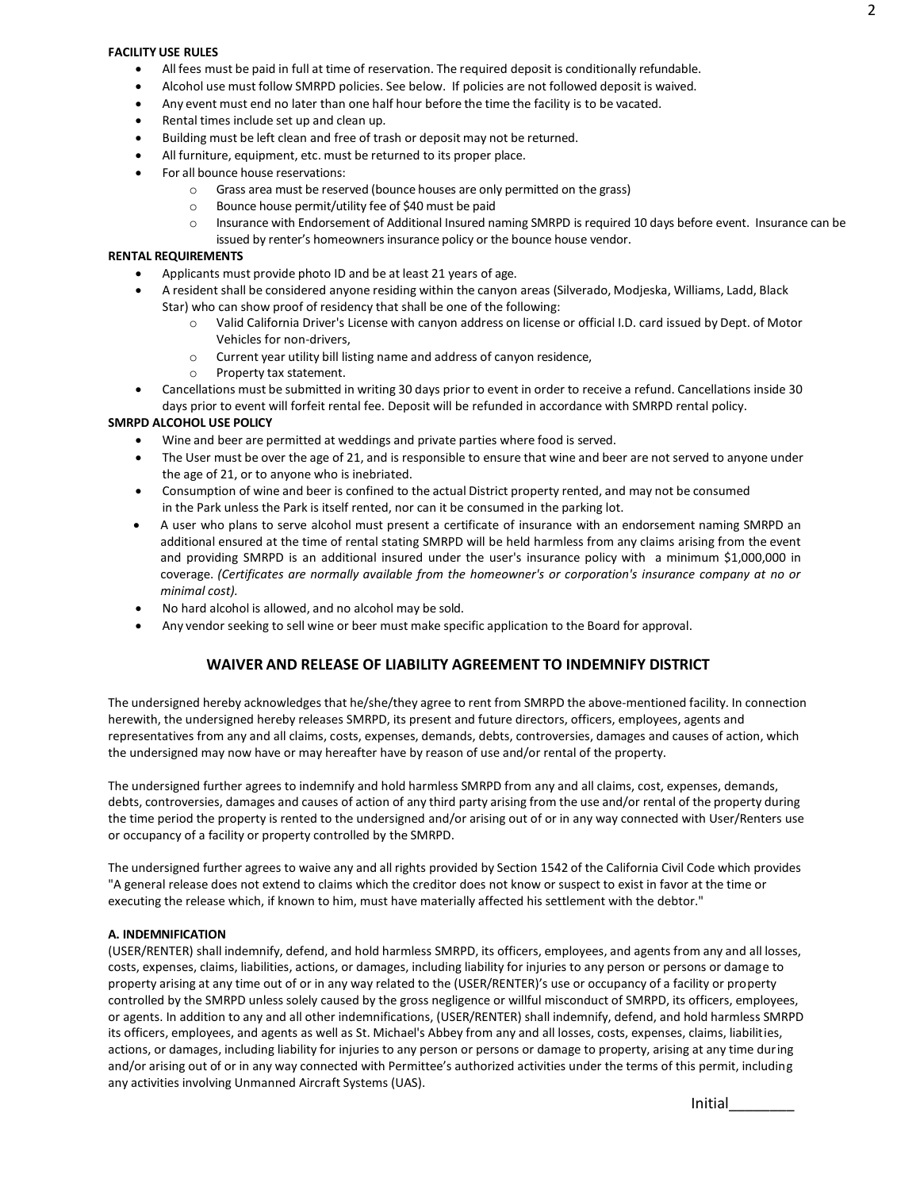**FACILITY USE RULES**

- All fees must be paid in full at time of reservation. The required deposit is conditionally refundable.
- Alcohol use must follow SMRPD policies. See below. If policies are not followed deposit is waived.
- Any event must end no later than one half hour before the time the facility is to be vacated.
- Rental times include set up and clean up.
- Building must be left clean and free of trash or deposit may not be returned.
- All furniture, equipment, etc. must be returned to its proper place.
- For all bounce house reservations:
  - Grass area must be reserved (bounce houses are only permitted on the grass)
  - Bounce house permit/utility fee of $40 must be paid
  - Insurance with Endorsement of Additional Insured naming SMRPD is required 10 days before event. Insurance can be issued by renter's homeowners insurance policy or the bounce house vendor.

**RENTAL REQUIREMENTS**

- Applicants must provide photo ID and be at least 21 years of age.
- A resident shall be considered anyone residing within the canyon areas (Silverado, Modjeska, Williams, Ladd, Black Star) who can show proof of residency that shall be one of the following:
  - Valid California Driver's License with canyon address on license or official I.D. card issued by Dept. of Motor Vehicles for non-drivers,
  - Current year utility bill listing name and address of canyon residence,
  - Property tax statement.
- Cancellations must be submitted in writing 30 days prior to event in order to receive a refund. Cancellations inside 30 days prior to event will forfeit rental fee. Deposit will be refunded in accordance with SMRPD rental policy.

**SMRPD ALCOHOL USE POLICY**

- Wine and beer are permitted at weddings and private parties where food is served.
- The User must be over the age of 21, and is responsible to ensure that wine and beer are not served to anyone under the age of 21, or to anyone who is inebriated.
- Consumption of wine and beer is confined to the actual District property rented, and may not be consumed in the Park unless the Park is itself rented, nor can it be consumed in the parking lot.
- A user who plans to serve alcohol must present a certificate of insurance with an endorsement naming SMRPD an additional ensured at the time of rental stating SMRPD will be held harmless from any claims arising from the event and providing SMRPD is an additional insured under the user's insurance policy with a minimum $1,000,000 in coverage. *(Certificates are normally available from the homeowner's or corporation's insurance company at no or minimal cost).*
- No hard alcohol is allowed, and no alcohol may be sold.
- Any vendor seeking to sell wine or beer must make specific application to the Board for approval.

## WAIVER AND RELEASE OF LIABILITY AGREEMENT TO INDEMNIFY DISTRICT

The undersigned hereby acknowledges that he/she/they agree to rent from SMRPD the above-mentioned facility. In connection herewith, the undersigned hereby releases SMRPD, its present and future directors, officers, employees, agents and representatives from any and all claims, costs, expenses, demands, debts, controversies, damages and causes of action, which the undersigned may now have or may hereafter have by reason of use and/or rental of the property.

The undersigned further agrees to indemnify and hold harmless SMRPD from any and all claims, cost, expenses, demands, debts, controversies, damages and causes of action of any third party arising from the use and/or rental of the property during the time period the property is rented to the undersigned and/or arising out of or in any way connected with User/Renters use or occupancy of a facility or property controlled by the SMRPD.

The undersigned further agrees to waive any and all rights provided by Section 1542 of the California Civil Code which provides "A general release does not extend to claims which the creditor does not know or suspect to exist in favor at the time or executing the release which, if known to him, must have materially affected his settlement with the debtor."

**A. INDEMNIFICATION**

(USER/RENTER) shall indemnify, defend, and hold harmless SMRPD, its officers, employees, and agents from any and all losses, costs, expenses, claims, liabilities, actions, or damages, including liability for injuries to any person or persons or damage to property arising at any time out of or in any way related to the (USER/RENTER)'s use or occupancy of a facility or property controlled by the SMRPD unless solely caused by the gross negligence or willful misconduct of SMRPD, its officers, employees, or agents. In addition to any and all other indemnifications, (USER/RENTER) shall indemnify, defend, and hold harmless SMRPD its officers, employees, and agents as well as St. Michael's Abbey from any and all losses, costs, expenses, claims, liabilities, actions, or damages, including liability for injuries to any person or persons or damage to property, arising at any time during and/or arising out of or in any way connected with Permittee's authorized activities under the terms of this permit, including any activities involving Unmanned Aircraft Systems (UAS).

Initial________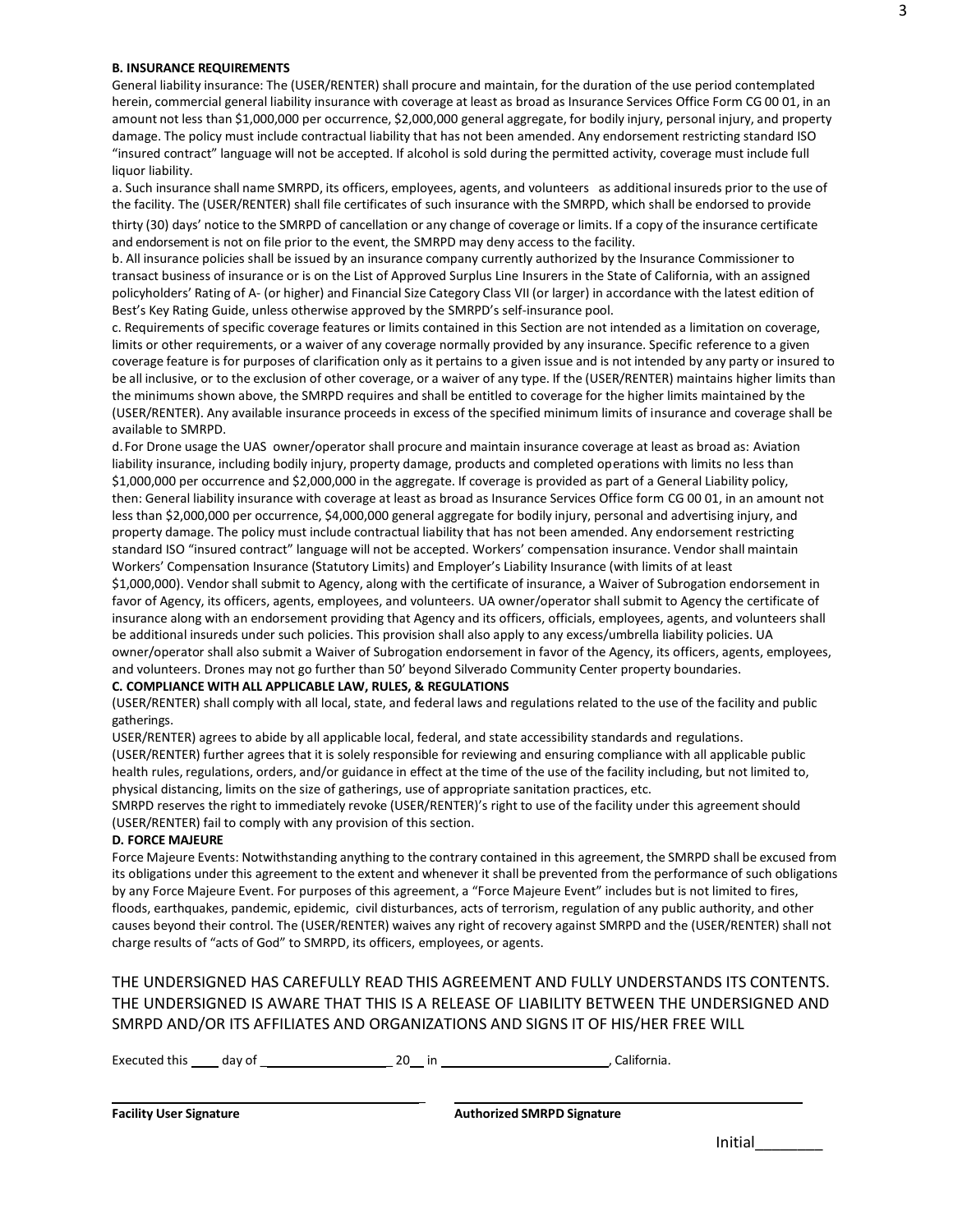**B. INSURANCE REQUIREMENTS**

General liability insurance: The (USER/RENTER) shall procure and maintain, for the duration of the use period contemplated herein, commercial general liability insurance with coverage at least as broad as Insurance Services Office Form CG 00 01, in an amount not less than $1,000,000 per occurrence, $2,000,000 general aggregate, for bodily injury, personal injury, and property damage. The policy must include contractual liability that has not been amended. Any endorsement restricting standard ISO "insured contract" language will not be accepted. If alcohol is sold during the permitted activity, coverage must include full liquor liability.

a. Such insurance shall name SMRPD, its officers, employees, agents, and volunteers as additional insureds prior to the use of the facility. The (USER/RENTER) shall file certificates of such insurance with the SMRPD, which shall be endorsed to provide thirty (30) days' notice to the SMRPD of cancellation or any change of coverage or limits. If a copy of the insurance certificate and endorsement is not on file prior to the event, the SMRPD may deny access to the facility.

b. All insurance policies shall be issued by an insurance company currently authorized by the Insurance Commissioner to transact business of insurance or is on the List of Approved Surplus Line Insurers in the State of California, with an assigned policyholders' Rating of A- (or higher) and Financial Size Category Class VII (or larger) in accordance with the latest edition of Best's Key Rating Guide, unless otherwise approved by the SMRPD's self-insurance pool.

c. Requirements of specific coverage features or limits contained in this Section are not intended as a limitation on coverage, limits or other requirements, or a waiver of any coverage normally provided by any insurance. Specific reference to a given coverage feature is for purposes of clarification only as it pertains to a given issue and is not intended by any party or insured to be all inclusive, or to the exclusion of other coverage, or a waiver of any type. If the (USER/RENTER) maintains higher limits than the minimums shown above, the SMRPD requires and shall be entitled to coverage for the higher limits maintained by the (USER/RENTER). Any available insurance proceeds in excess of the specified minimum limits of insurance and coverage shall be available to SMRPD.

d. For Drone usage the UAS owner/operator shall procure and maintain insurance coverage at least as broad as: Aviation liability insurance, including bodily injury, property damage, products and completed operations with limits no less than $1,000,000 per occurrence and $2,000,000 in the aggregate. If coverage is provided as part of a General Liability policy, then: General liability insurance with coverage at least as broad as Insurance Services Office form CG 00 01, in an amount not less than $2,000,000 per occurrence, $4,000,000 general aggregate for bodily injury, personal and advertising injury, and property damage. The policy must include contractual liability that has not been amended. Any endorsement restricting standard ISO "insured contract" language will not be accepted. Workers' compensation insurance. Vendor shall maintain Workers' Compensation Insurance (Statutory Limits) and Employer's Liability Insurance (with limits of at least $1,000,000). Vendor shall submit to Agency, along with the certificate of insurance, a Waiver of Subrogation endorsement in favor of Agency, its officers, agents, employees, and volunteers. UA owner/operator shall submit to Agency the certificate of insurance along with an endorsement providing that Agency and its officers, officials, employees, agents, and volunteers shall be additional insureds under such policies. This provision shall also apply to any excess/umbrella liability policies. UA owner/operator shall also submit a Waiver of Subrogation endorsement in favor of the Agency, its officers, agents, employees, and volunteers. Drones may not go further than 50' beyond Silverado Community Center property boundaries.

**C. COMPLIANCE WITH ALL APPLICABLE LAW, RULES, & REGULATIONS**

(USER/RENTER) shall comply with all local, state, and federal laws and regulations related to the use of the facility and public gatherings.

USER/RENTER) agrees to abide by all applicable local, federal, and state accessibility standards and regulations.

(USER/RENTER) further agrees that it is solely responsible for reviewing and ensuring compliance with all applicable public health rules, regulations, orders, and/or guidance in effect at the time of the use of the facility including, but not limited to, physical distancing, limits on the size of gatherings, use of appropriate sanitation practices, etc.

SMRPD reserves the right to immediately revoke (USER/RENTER)'s right to use of the facility under this agreement should (USER/RENTER) fail to comply with any provision of this section.

**D. FORCE MAJEURE**

Force Majeure Events: Notwithstanding anything to the contrary contained in this agreement, the SMRPD shall be excused from its obligations under this agreement to the extent and whenever it shall be prevented from the performance of such obligations by any Force Majeure Event. For purposes of this agreement, a "Force Majeure Event" includes but is not limited to fires, floods, earthquakes, pandemic, epidemic, civil disturbances, acts of terrorism, regulation of any public authority, and other causes beyond their control. The (USER/RENTER) waives any right of recovery against SMRPD and the (USER/RENTER) shall not charge results of "acts of God" to SMRPD, its officers, employees, or agents.

THE UNDERSIGNED HAS CAREFULLY READ THIS AGREEMENT AND FULLY UNDERSTANDS ITS CONTENTS. THE UNDERSIGNED IS AWARE THAT THIS IS A RELEASE OF LIABILITY BETWEEN THE UNDERSIGNED AND SMRPD AND/OR ITS AFFILIATES AND ORGANIZATIONS AND SIGNS IT OF HIS/HER FREE WILL

Executed this ____ day of __________________ 20__ in ________________________, California.

______________________________________________ ______________________________________________

**Facility User Signature** **Authorized SMRPD Signature**

Initial________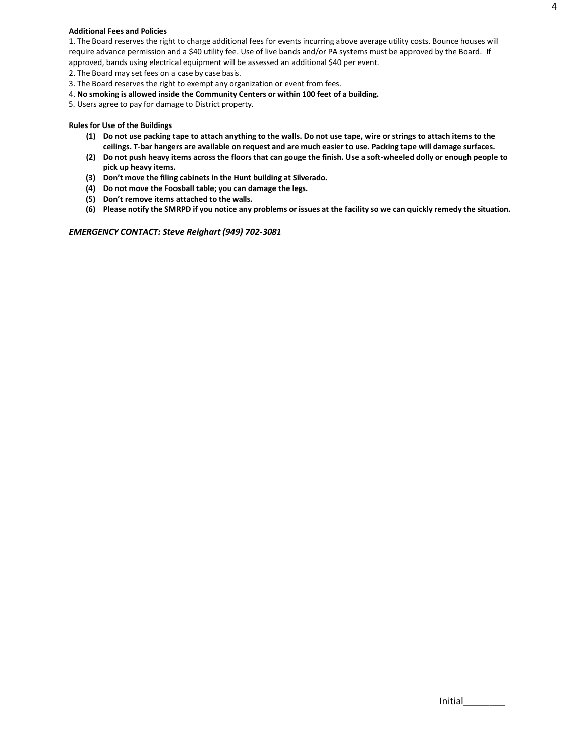**Additional Fees and Policies**

1. The Board reserves the right to charge additional fees for events incurring above average utility costs. Bounce houses will require advance permission and a $40 utility fee. Use of live bands and/or PA systems must be approved by the Board. If approved, bands using electrical equipment will be assessed an additional $40 per event.
2. The Board may set fees on a case by case basis.
3. The Board reserves the right to exempt any organization or event from fees.
4. **No smoking is allowed inside the Community Centers or within 100 feet of a building.**
5. Users agree to pay for damage to District property.

**Rules for Use of the Buildings**

**(1) Do not use packing tape to attach anything to the walls. Do not use tape, wire or strings to attach items to the ceilings. T-bar hangers are available on request and are much easier to use. Packing tape will damage surfaces.**

**(2) Do not push heavy items across the floors that can gouge the finish. Use a soft-wheeled dolly or enough people to pick up heavy items.**

**(3) Don't move the filing cabinets in the Hunt building at Silverado.**

**(4) Do not move the Foosball table; you can damage the legs.**

**(5) Don't remove items attached to the walls.**

**(6) Please notify the SMRPD if you notice any problems or issues at the facility so we can quickly remedy the situation.**

***EMERGENCY CONTACT: Steve Reighart (949) 702-3081***

Initial________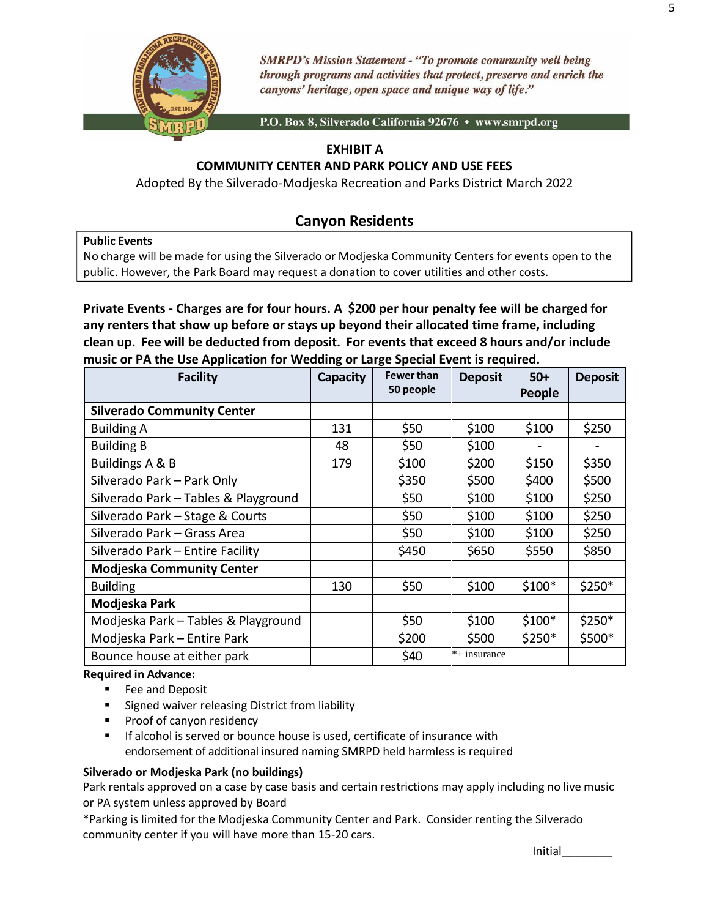*SMRPD's Mission Statement - "To promote community well being through programs and activities that protect, preserve and enrich the canyons' heritage, open space and unique way of life."*

P.O. Box 8, Silverado California 92676 • www.smrpd.org

**EXHIBIT A**

**COMMUNITY CENTER AND PARK POLICY AND USE FEES**

Adopted By the Silverado-Modjeska Recreation and Parks District March 2022

## Canyon Residents

**Public Events**
No charge will be made for using the Silverado or Modjeska Community Centers for events open to the public. However, the Park Board may request a donation to cover utilities and other costs.

**Private Events - Charges are for four hours. A $200 per hour penalty fee will be charged for any renters that show up before or stays up beyond their allocated time frame, including clean up. Fee will be deducted from deposit. For events that exceed 8 hours and/or include music or PA the Use Application for Wedding or Large Special Event is required.**

| Facility | Capacity | Fewer than 50 people | Deposit | 50+ People | Deposit |
|---|---|---|---|---|---|
| **Silverado Community Center** | | | | | |
| Building A | 131 | $50 | $100 | $100 | $250 |
| Building B | 48 | $50 | $100 | - | - |
| Buildings A & B | 179 | $100 | $200 | $150 | $350 |
| Silverado Park – Park Only | | $350 | $500 | $400 | $500 |
| Silverado Park – Tables & Playground | | $50 | $100 | $100 | $250 |
| Silverado Park – Stage & Courts | | $50 | $100 | $100 | $250 |
| Silverado Park – Grass Area | | $50 | $100 | $100 | $250 |
| Silverado Park – Entire Facility | | $450 | $650 | $550 | $850 |
| **Modjeska Community Center** | | | | | |
| Building | 130 | $50 | $100 | $100* | $250* |
| **Modjeska Park** | | | | | |
| Modjeska Park – Tables & Playground | | $50 | $100 | $100* | $250* |
| Modjeska Park – Entire Park | | $200 | $500 | $250* | $500* |
| Bounce house at either park | | $40 | *+ insurance | | |

**Required in Advance:**

- Fee and Deposit
- Signed waiver releasing District from liability
- Proof of canyon residency
- If alcohol is served or bounce house is used, certificate of insurance with endorsement of additional insured naming SMRPD held harmless is required

**Silverado or Modjeska Park (no buildings)**
Park rentals approved on a case by case basis and certain restrictions may apply including no live music or PA system unless approved by Board

*Parking is limited for the Modjeska Community Center and Park. Consider renting the Silverado community center if you will have more than 15-20 cars.

Initial________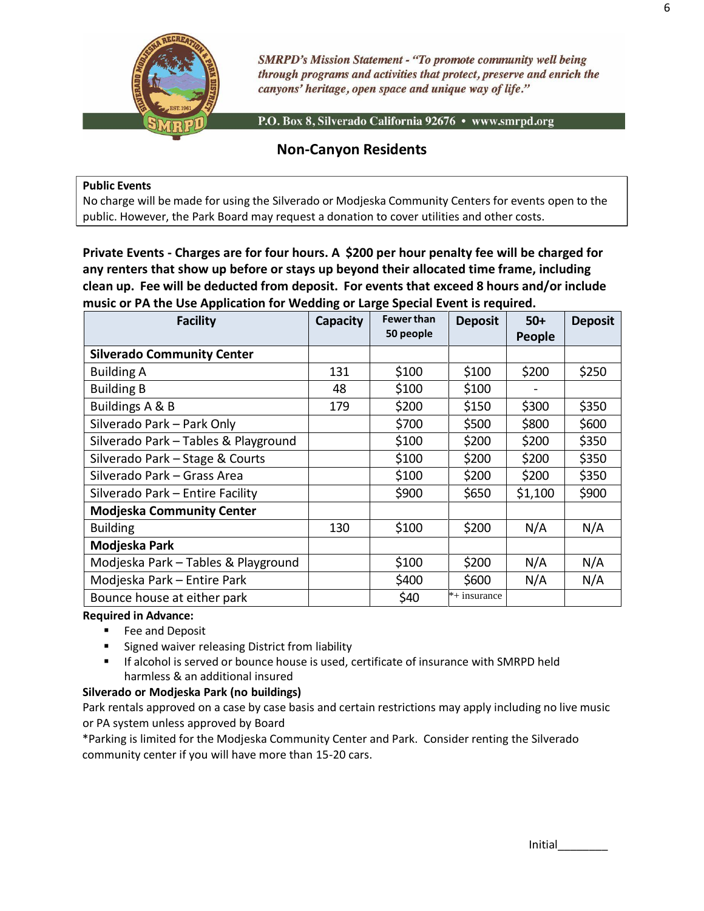*SMRPD's Mission Statement - "To promote community well being through programs and activities that protect, preserve and enrich the canyons' heritage, open space and unique way of life."*

P.O. Box 8, Silverado California 92676 • www.smrpd.org

## Non-Canyon Residents

**Public Events**
No charge will be made for using the Silverado or Modjeska Community Centers for events open to the public. However, the Park Board may request a donation to cover utilities and other costs.

**Private Events - Charges are for four hours. A $200 per hour penalty fee will be charged for any renters that show up before or stays up beyond their allocated time frame, including clean up. Fee will be deducted from deposit. For events that exceed 8 hours and/or include music or PA the Use Application for Wedding or Large Special Event is required.**

| Facility | Capacity | Fewer than 50 people | Deposit | 50+ People | Deposit |
|---|---|---|---|---|---|
| **Silverado Community Center** | | | | | |
| Building A | 131 | $100 | $100 | $200 | $250 |
| Building B | 48 | $100 | $100 | - | |
| Buildings A & B | 179 | $200 | $150 | $300 | $350 |
| Silverado Park – Park Only | | $700 | $500 | $800 | $600 |
| Silverado Park – Tables & Playground | | $100 | $200 | $200 | $350 |
| Silverado Park – Stage & Courts | | $100 | $200 | $200 | $350 |
| Silverado Park – Grass Area | | $100 | $200 | $200 | $350 |
| Silverado Park – Entire Facility | | $900 | $650 | $1,100 | $900 |
| **Modjeska Community Center** | | | | | |
| Building | 130 | $100 | $200 | N/A | N/A |
| **Modjeska Park** | | | | | |
| Modjeska Park – Tables & Playground | | $100 | $200 | N/A | N/A |
| Modjeska Park – Entire Park | | $400 | $600 | N/A | N/A |
| Bounce house at either park | | $40 | *+ insurance | | |

**Required in Advance:**

- Fee and Deposit
- Signed waiver releasing District from liability
- If alcohol is served or bounce house is used, certificate of insurance with SMRPD held harmless & an additional insured

**Silverado or Modjeska Park (no buildings)**
Park rentals approved on a case by case basis and certain restrictions may apply including no live music or PA system unless approved by Board
*Parking is limited for the Modjeska Community Center and Park. Consider renting the Silverado community center if you will have more than 15-20 cars.

Initial________